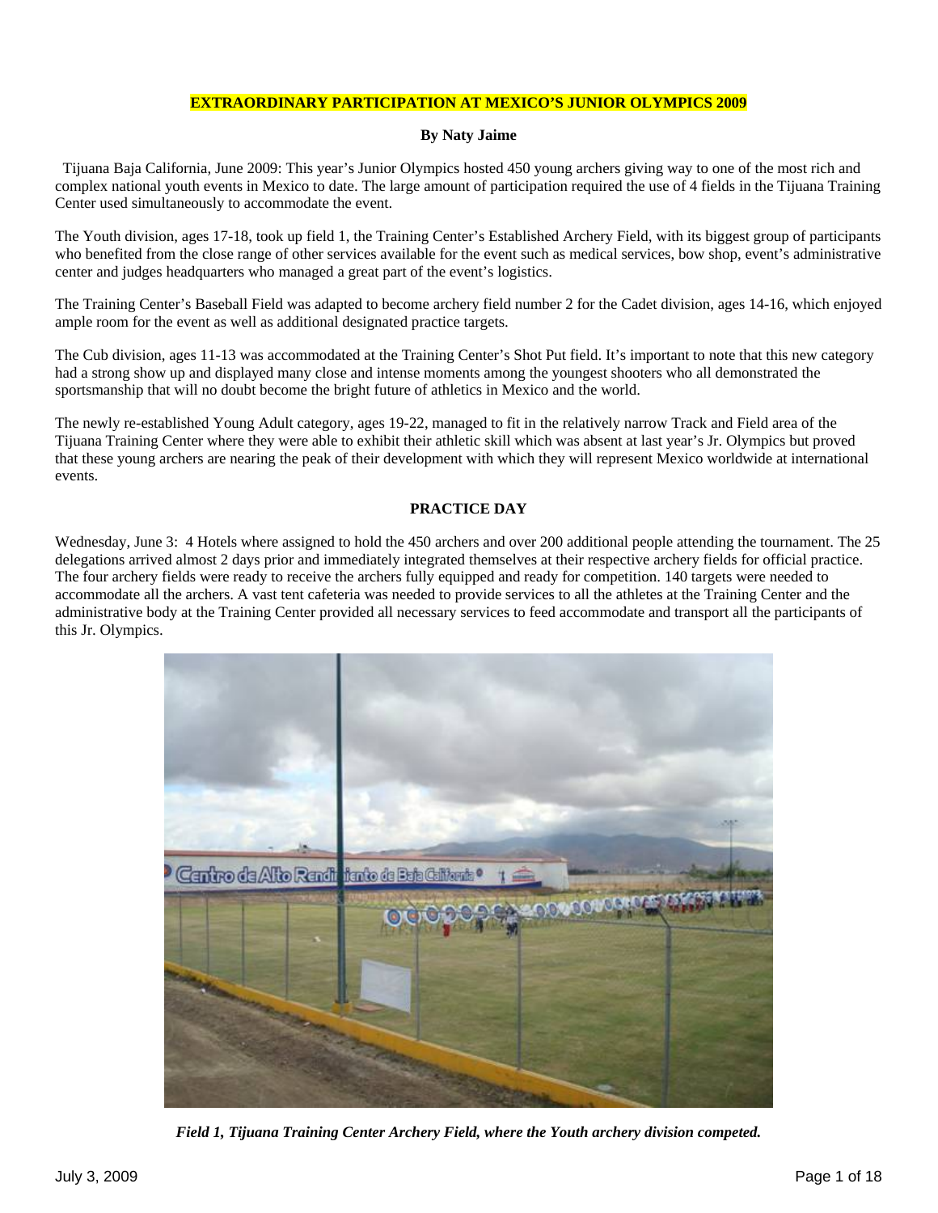# EXTRAORDINARY PARTICIPATION AT MEXICO'S JUNIOR OLYMPICS 2009

**By Naty Jaime**

Tijuana Baja California, June 2009: This year's Junior Olympics hosted 450 young archers giving way to one of the most rich and complex national youth events in Mexico to date. The large amount of participation required the use of 4 fields in the Tijuana Training Center used simultaneously to accommodate the event.

The Youth division, ages 17-18, took up field 1, the Training Center's Established Archery Field, with its biggest group of participants who benefited from the close range of other services available for the event such as medical services, bow shop, event's administrative center and judges headquarters who managed a great part of the event's logistics.

The Training Center's Baseball Field was adapted to become archery field number 2 for the Cadet division, ages 14-16, which enjoyed ample room for the event as well as additional designated practice targets.

The Cub division, ages 11-13 was accommodated at the Training Center's Shot Put field. It's important to note that this new category had a strong show up and displayed many close and intense moments among the youngest shooters who all demonstrated the sportsmanship that will no doubt become the bright future of athletics in Mexico and the world.

The newly re-established Young Adult category, ages 19-22, managed to fit in the relatively narrow Track and Field area of the Tijuana Training Center where they were able to exhibit their athletic skill which was absent at last year's Jr. Olympics but proved that these young archers are nearing the peak of their development with which they will represent Mexico worldwide at international events.

## PRACTICE DAY

Wednesday, June 3: 4 Hotels where assigned to hold the 450 archers and over 200 additional people attending the tournament. The 25 delegations arrived almost 2 days prior and immediately integrated themselves at their respective archery fields for official practice. The four archery fields were ready to receive the archers fully equipped and ready for competition. 140 targets were needed to accommodate all the archers. A vast tent cafeteria was needed to provide services to all the athletes at the Training Center and the administrative body at the Training Center provided all necessary services to feed accommodate and transport all the participants of this Jr. Olympics.

*Field 1, Tijuana Training Center Archery Field, where the Youth archery division competed.*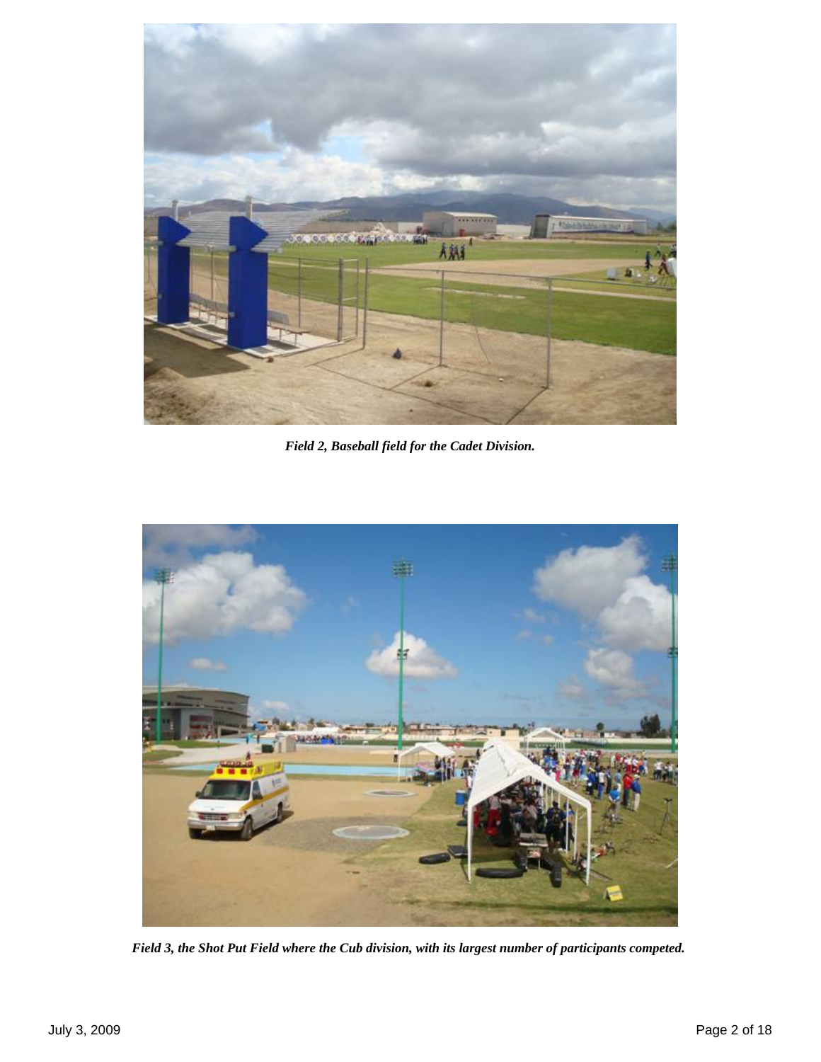*Field 2, Baseball field for the Cadet Division.*

*Field 3, the Shot Put Field where the Cub division, with its largest number of participants competed.*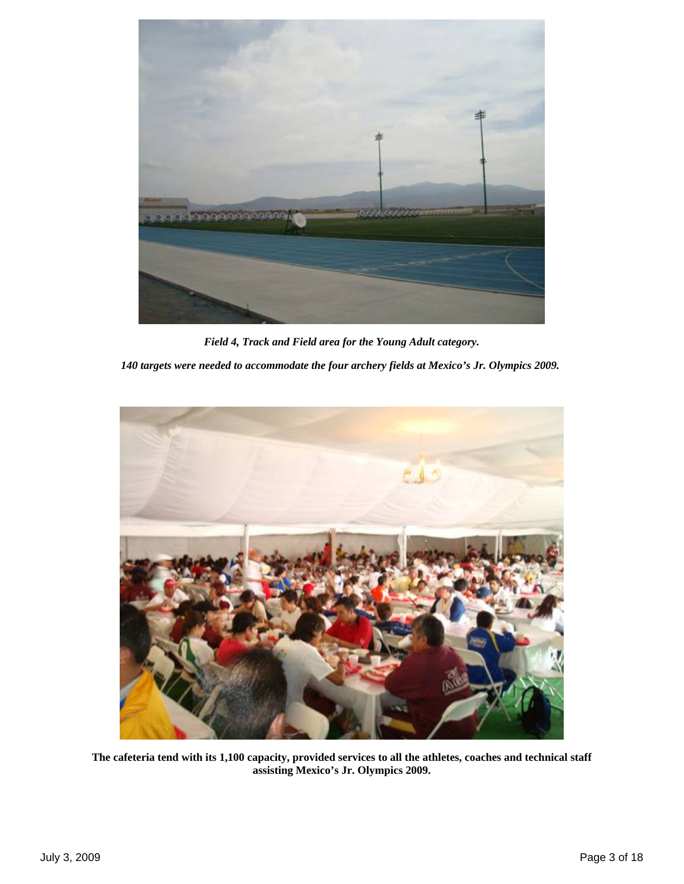*Field 4, Track and Field area for the Young Adult category.*

*140 targets were needed to accommodate the four archery fields at Mexico's Jr. Olympics 2009.*

**The cafeteria tend with its 1,100 capacity, provided services to all the athletes, coaches and technical staff assisting Mexico's Jr. Olympics 2009.**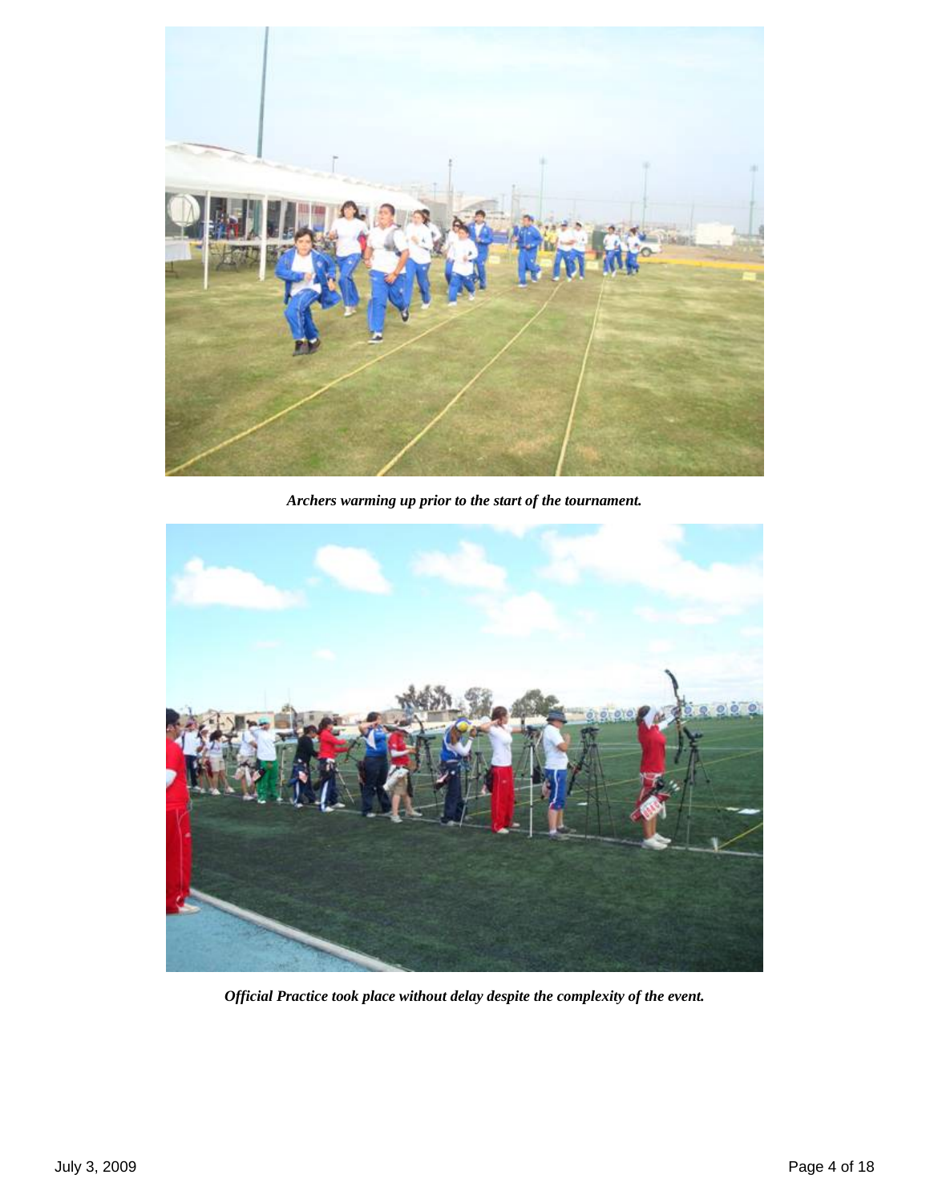*Archers warming up prior to the start of the tournament.*

*Official Practice took place without delay despite the complexity of the event.*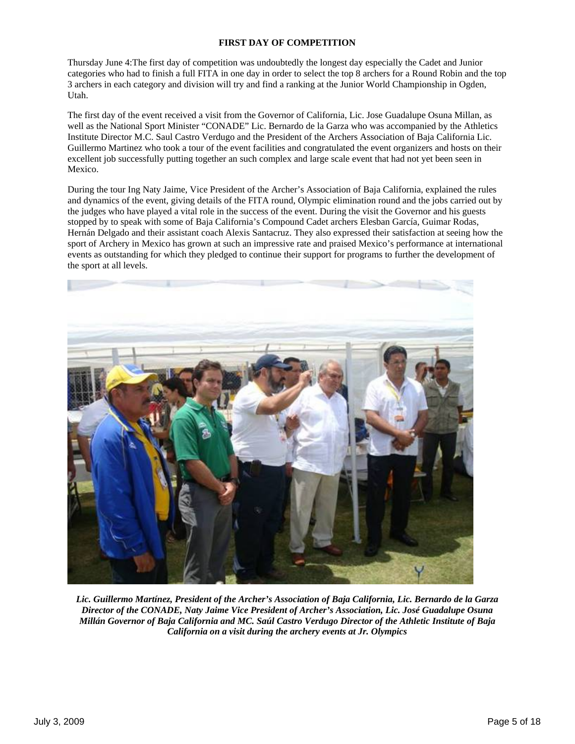**FIRST DAY OF COMPETITION**

Thursday June 4:The first day of competition was undoubtedly the longest day especially the Cadet and Junior categories who had to finish a full FITA in one day in order to select the top 8 archers for a Round Robin and the top 3 archers in each category and division will try and find a ranking at the Junior World Championship in Ogden, Utah.

The first day of the event received a visit from the Governor of California, Lic. Jose Guadalupe Osuna Millan, as well as the National Sport Minister "CONADE" Lic. Bernardo de la Garza who was accompanied by the Athletics Institute Director M.C. Saul Castro Verdugo and the President of the Archers Association of Baja California Lic. Guillermo Martinez who took a tour of the event facilities and congratulated the event organizers and hosts on their excellent job successfully putting together an such complex and large scale event that had not yet been seen in Mexico.

During the tour Ing Naty Jaime, Vice President of the Archer's Association of Baja California, explained the rules and dynamics of the event, giving details of the FITA round, Olympic elimination round and the jobs carried out by the judges who have played a vital role in the success of the event. During the visit the Governor and his guests stopped by to speak with some of Baja California's Compound Cadet archers Elesban García, Guimar Rodas, Hernán Delgado and their assistant coach Alexis Santacruz. They also expressed their satisfaction at seeing how the sport of Archery in Mexico has grown at such an impressive rate and praised Mexico's performance at international events as outstanding for which they pledged to continue their support for programs to further the development of the sport at all levels.

***Lic. Guillermo Martínez, President of the Archer's Association of Baja California, Lic. Bernardo de la Garza Director of the CONADE, Naty Jaime Vice President of Archer's Association, Lic. José Guadalupe Osuna Millán Governor of Baja California and MC. Saúl Castro Verdugo Director of the Athletic Institute of Baja California on a visit during the archery events at Jr. Olympics***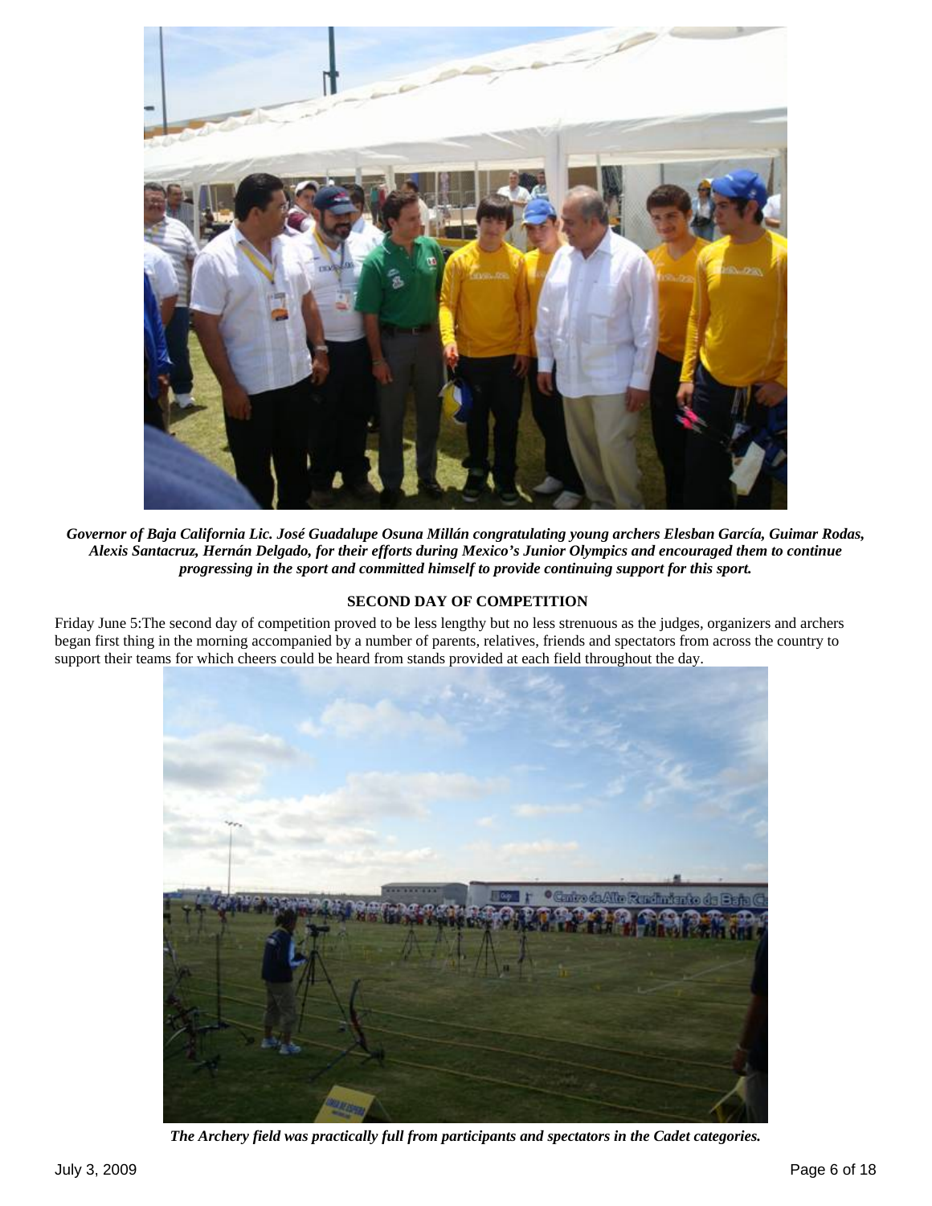***Governor of Baja California Lic. José Guadalupe Osuna Millán congratulating young archers Elesban García, Guimar Rodas, Alexis Santacruz, Hernán Delgado, for their efforts during Mexico's Junior Olympics and encouraged them to continue progressing in the sport and committed himself to provide continuing support for this sport.***

**SECOND DAY OF COMPETITION**

Friday June 5:The second day of competition proved to be less lengthy but no less strenuous as the judges, organizers and archers began first thing in the morning accompanied by a number of parents, relatives, friends and spectators from across the country to support their teams for which cheers could be heard from stands provided at each field throughout the day.

***The Archery field was practically full from participants and spectators in the Cadet categories.***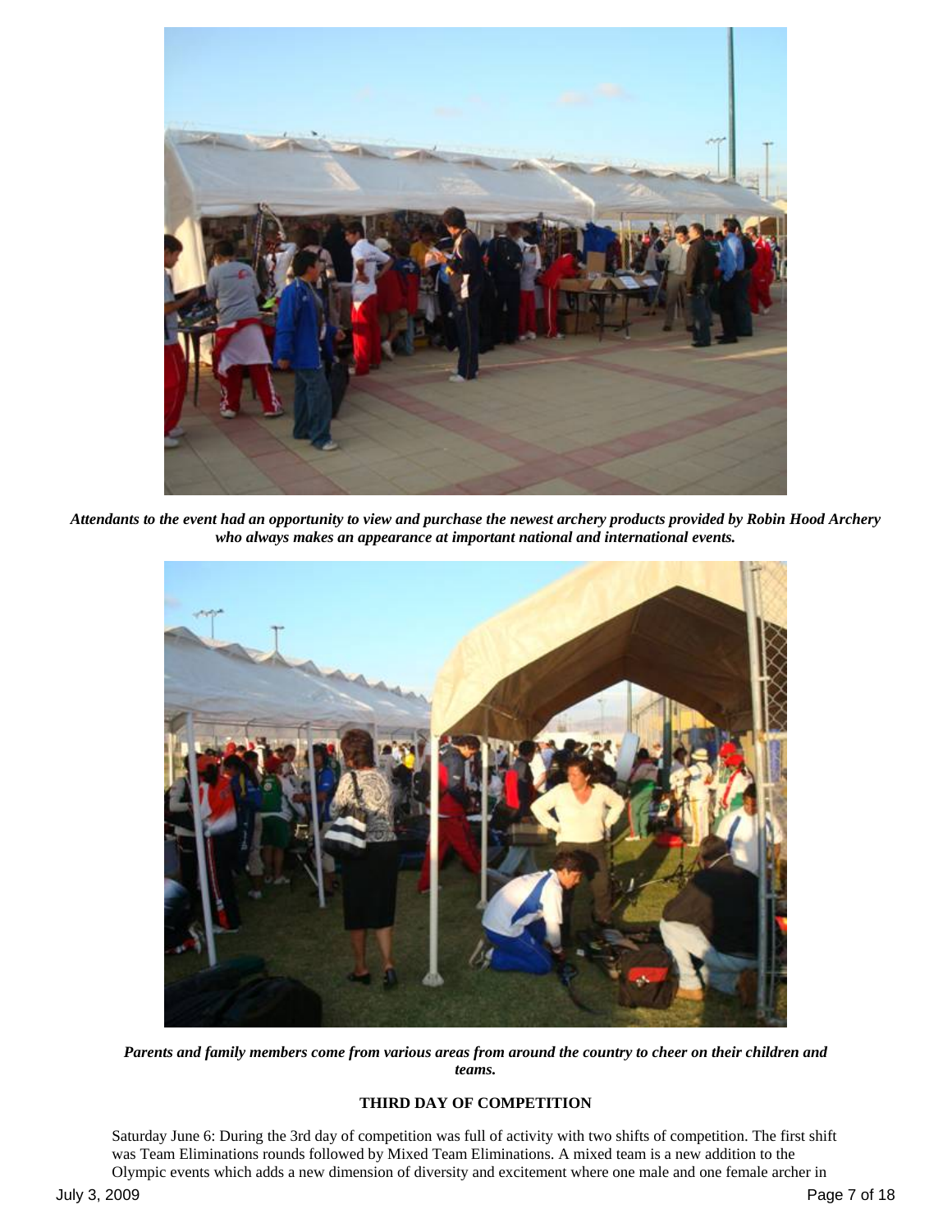*Attendants to the event had an opportunity to view and purchase the newest archery products provided by Robin Hood Archery who always makes an appearance at important national and international events.*

*Parents and family members come from various areas from around the country to cheer on their children and teams.*

## THIRD DAY OF COMPETITION

Saturday June 6: During the 3rd day of competition was full of activity with two shifts of competition. The first shift was Team Eliminations rounds followed by Mixed Team Eliminations. A mixed team is a new addition to the Olympic events which adds a new dimension of diversity and excitement where one male and one female archer in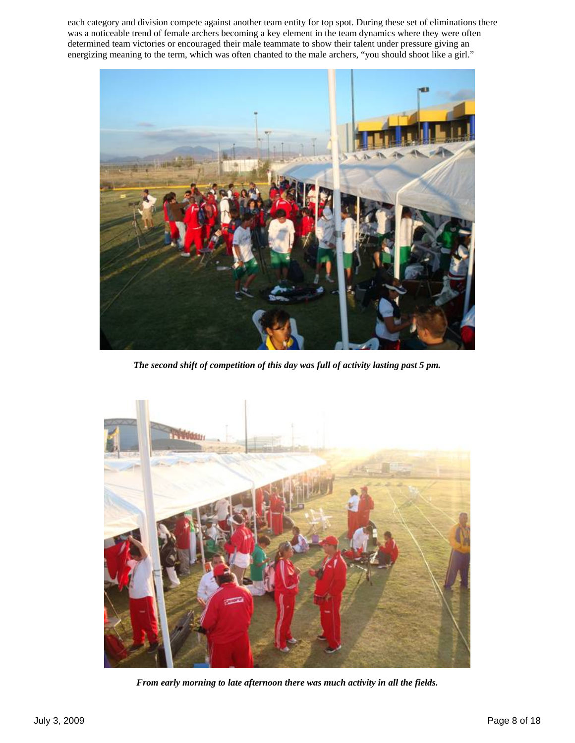each category and division compete against another team entity for top spot. During these set of eliminations there was a noticeable trend of female archers becoming a key element in the team dynamics where they were often determined team victories or encouraged their male teammate to show their talent under pressure giving an energizing meaning to the term, which was often chanted to the male archers, “you should shoot like a girl.”

***The second shift of competition of this day was full of activity lasting past 5 pm.***

***From early morning to late afternoon there was much activity in all the fields.***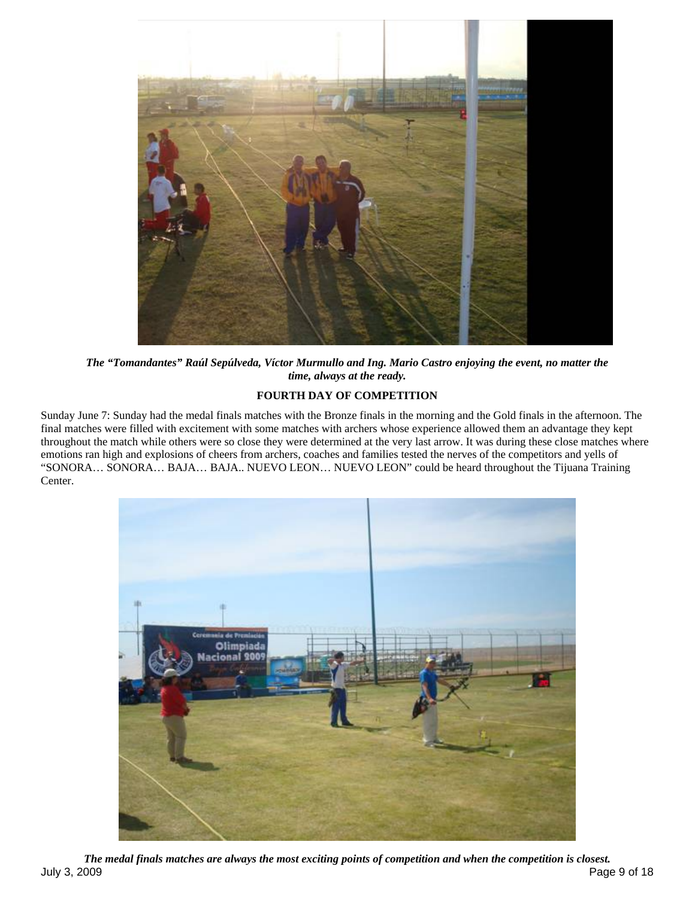*The "Tomandantes" Raúl Sepúlveda, Víctor Murmullo and Ing. Mario Castro enjoying the event, no matter the time, always at the ready.*

**FOURTH DAY OF COMPETITION**

Sunday June 7: Sunday had the medal finals matches with the Bronze finals in the morning and the Gold finals in the afternoon. The final matches were filled with excitement with some matches with archers whose experience allowed them an advantage they kept throughout the match while others were so close they were determined at the very last arrow. It was during these close matches where emotions ran high and explosions of cheers from archers, coaches and families tested the nerves of the competitors and yells of "SONORA… SONORA… BAJA… BAJA.. NUEVO LEON… NUEVO LEON" could be heard throughout the Tijuana Training Center.

*The medal finals matches are always the most exciting points of competition and when the competition is closest.*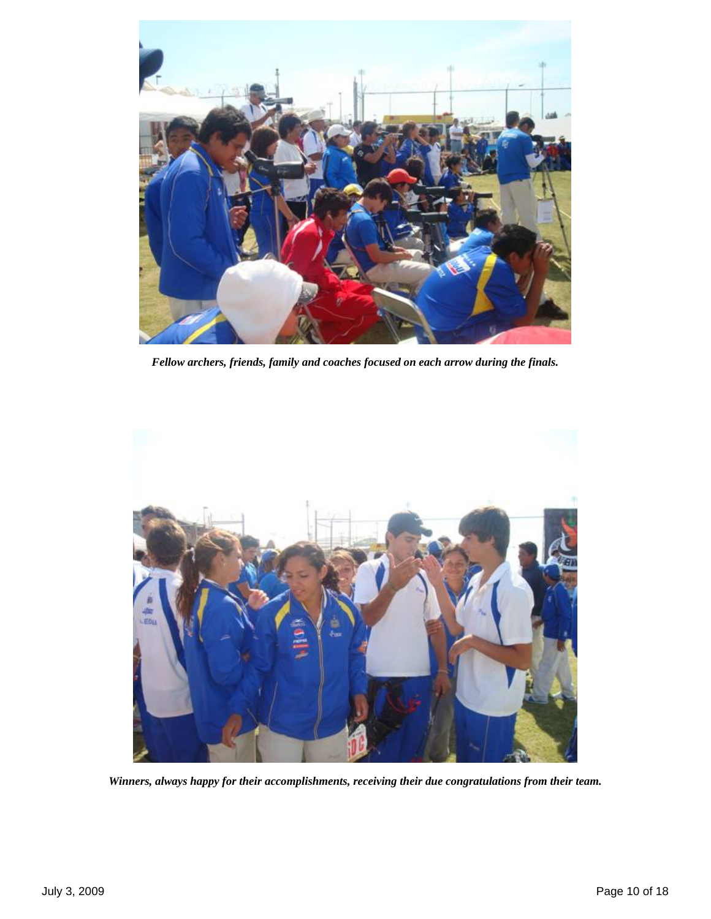*Fellow archers, friends, family and coaches focused on each arrow during the finals.*

*Winners, always happy for their accomplishments, receiving their due congratulations from their team.*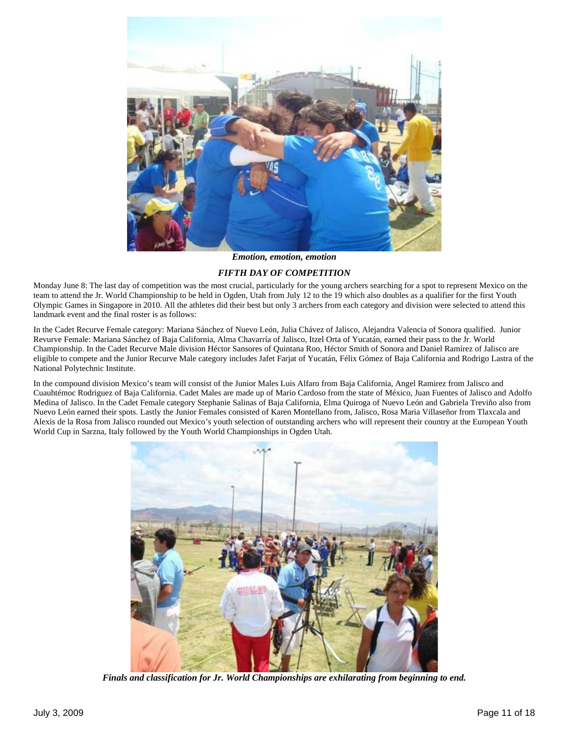*Emotion, emotion, emotion*

## *FIFTH DAY OF COMPETITION*

Monday June 8: The last day of competition was the most crucial, particularly for the young archers searching for a spot to represent Mexico on the team to attend the Jr. World Championship to be held in Ogden, Utah from July 12 to the 19 which also doubles as a qualifier for the first Youth Olympic Games in Singapore in 2010. All the athletes did their best but only 3 archers from each category and division were selected to attend this landmark event and the final roster is as follows:

In the Cadet Recurve Female category: Mariana Sánchez of Nuevo León, Julia Chávez of Jalisco, Alejandra Valencia of Sonora qualified. Junior Revurve Female: Mariana Sánchez of Baja California, Alma Chavarría of Jalisco, Itzel Orta of Yucatán, earned their pass to the Jr. World Championship. In the Cadet Recurve Male division Héctor Sansores of Quintana Roo, Héctor Smith of Sonora and Daniel Ramírez of Jalisco are eligible to compete and the Junior Recurve Male category includes Jafet Farjat of Yucatán, Félix Gómez of Baja California and Rodrigo Lastra of the National Polytechnic Institute.

In the compound division Mexico's team will consist of the Junior Males Luis Alfaro from Baja California, Angel Ramirez from Jalisco and Cuauhtémoc Rodriguez of Baja California. Cadet Males are made up of Mario Cardoso from the state of México, Juan Fuentes of Jalisco and Adolfo Medina of Jalisco. In the Cadet Female category Stephanie Salinas of Baja California, Elma Quiroga of Nuevo León and Gabriela Treviño also from Nuevo León earned their spots. Lastly the Junior Females consisted of Karen Montellano from, Jalisco, Rosa Maria Villaseñor from Tlaxcala and Alexis de la Rosa from Jalisco rounded out Mexico's youth selection of outstanding archers who will represent their country at the European Youth World Cup in Sarzna, Italy followed by the Youth World Championships in Ogden Utah.

***Finals and classification for Jr. World Championships are exhilarating from beginning to end.***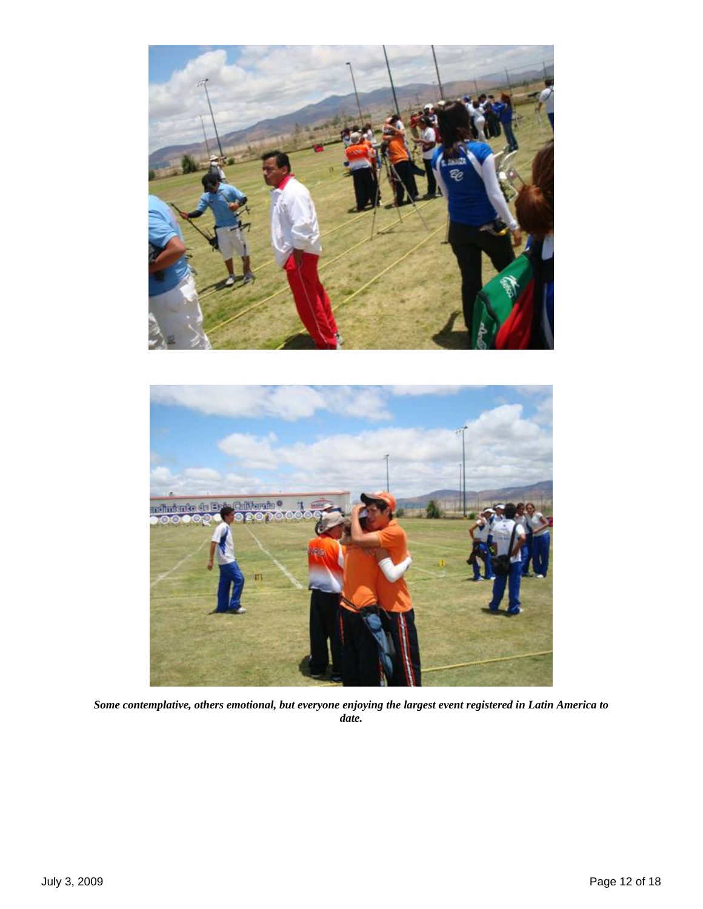*Some contemplative, others emotional, but everyone enjoying the largest event registered in Latin America to date.*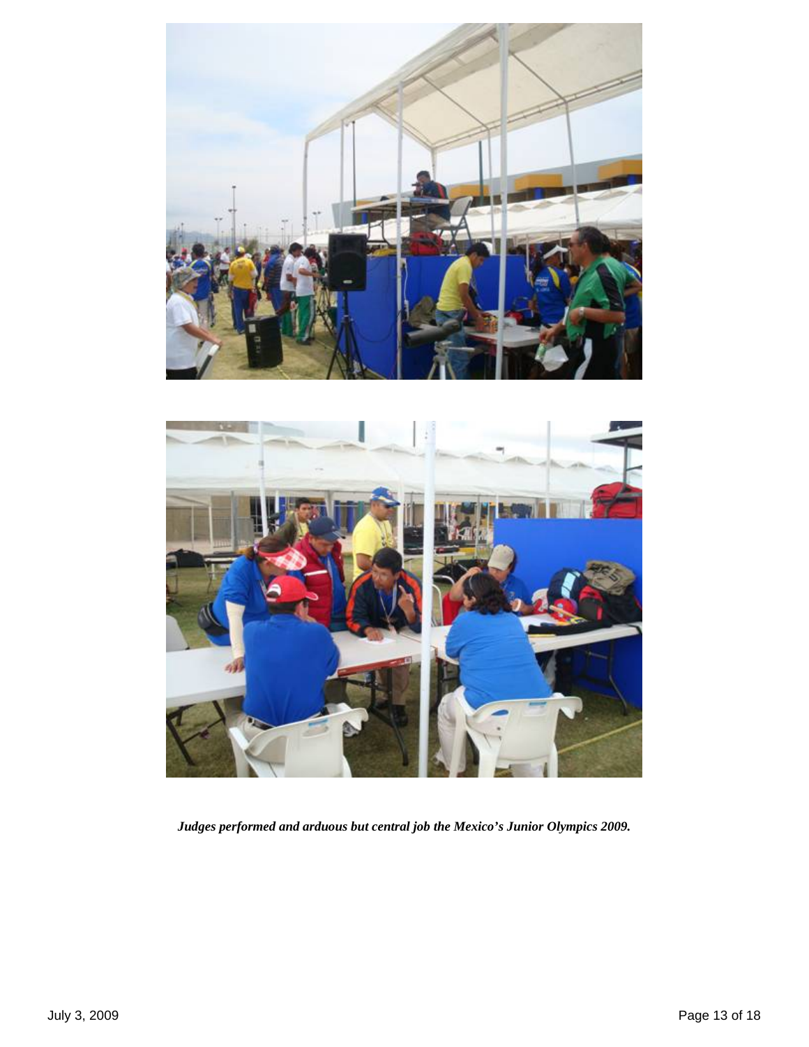***Judges performed and arduous but central job the Mexico's Junior Olympics 2009.***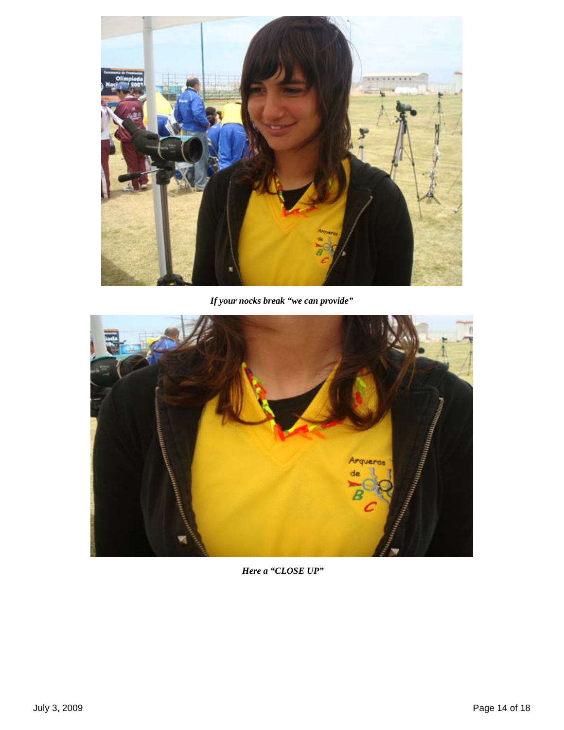*If your nocks break "we can provide"*

*Here a "CLOSE UP"*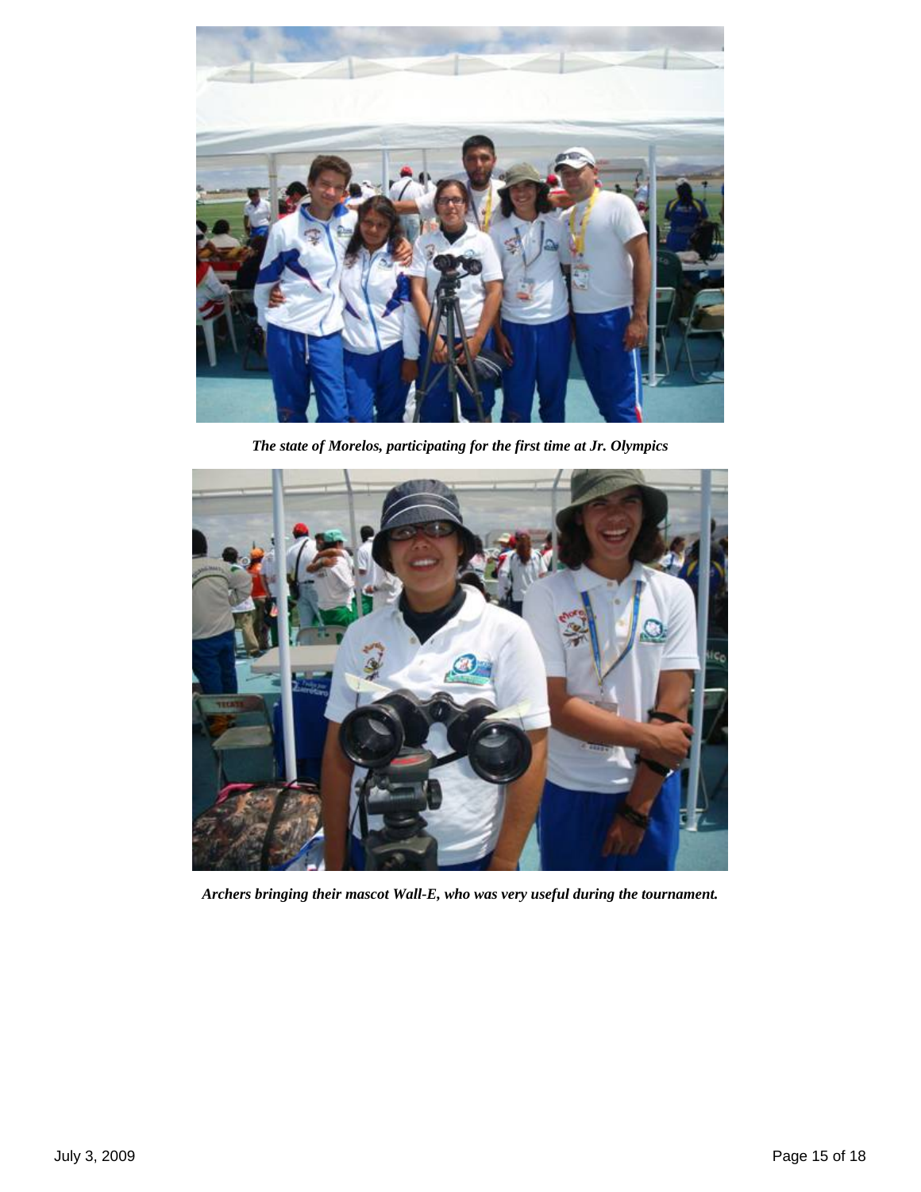*The state of Morelos, participating for the first time at Jr. Olympics*

*Archers bringing their mascot Wall-E, who was very useful during the tournament.*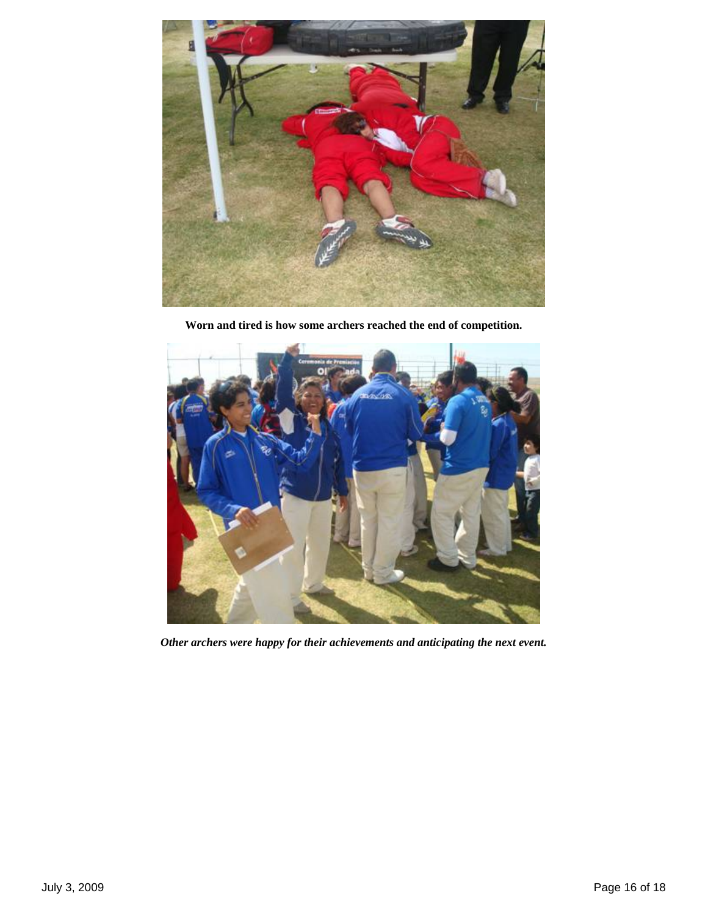**Worn and tired is how some archers reached the end of competition.**

***Other archers were happy for their achievements and anticipating the next event.***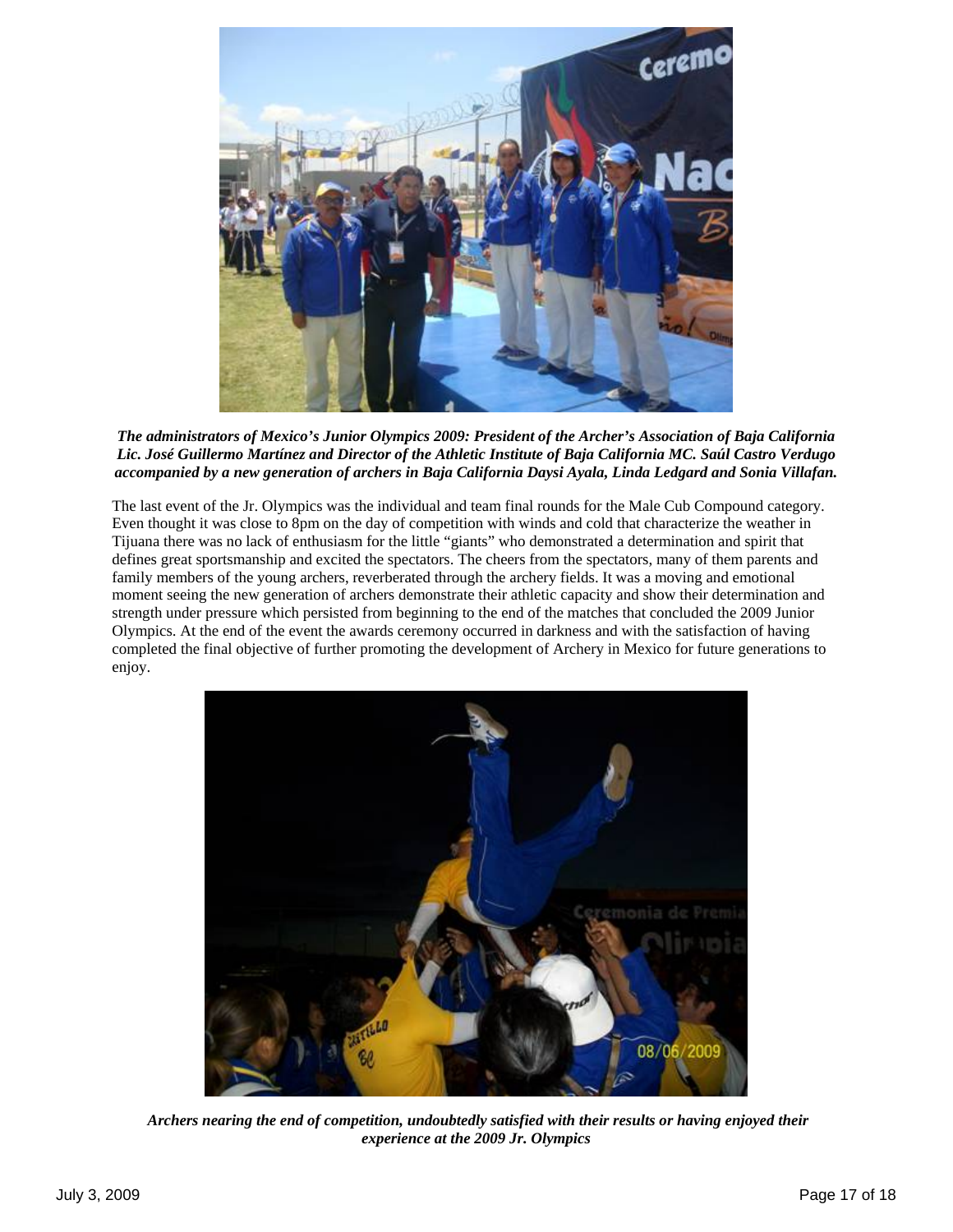***The administrators of Mexico's Junior Olympics 2009: President of the Archer's Association of Baja California Lic. José Guillermo Martínez and Director of the Athletic Institute of Baja California MC. Saúl Castro Verdugo accompanied by a new generation of archers in Baja California Daysi Ayala, Linda Ledgard and Sonia Villafan.***

The last event of the Jr. Olympics was the individual and team final rounds for the Male Cub Compound category. Even thought it was close to 8pm on the day of competition with winds and cold that characterize the weather in Tijuana there was no lack of enthusiasm for the little "giants" who demonstrated a determination and spirit that defines great sportsmanship and excited the spectators. The cheers from the spectators, many of them parents and family members of the young archers, reverberated through the archery fields. It was a moving and emotional moment seeing the new generation of archers demonstrate their athletic capacity and show their determination and strength under pressure which persisted from beginning to the end of the matches that concluded the 2009 Junior Olympics. At the end of the event the awards ceremony occurred in darkness and with the satisfaction of having completed the final objective of further promoting the development of Archery in Mexico for future generations to enjoy.

***Archers nearing the end of competition, undoubtedly satisfied with their results or having enjoyed their experience at the 2009 Jr. Olympics***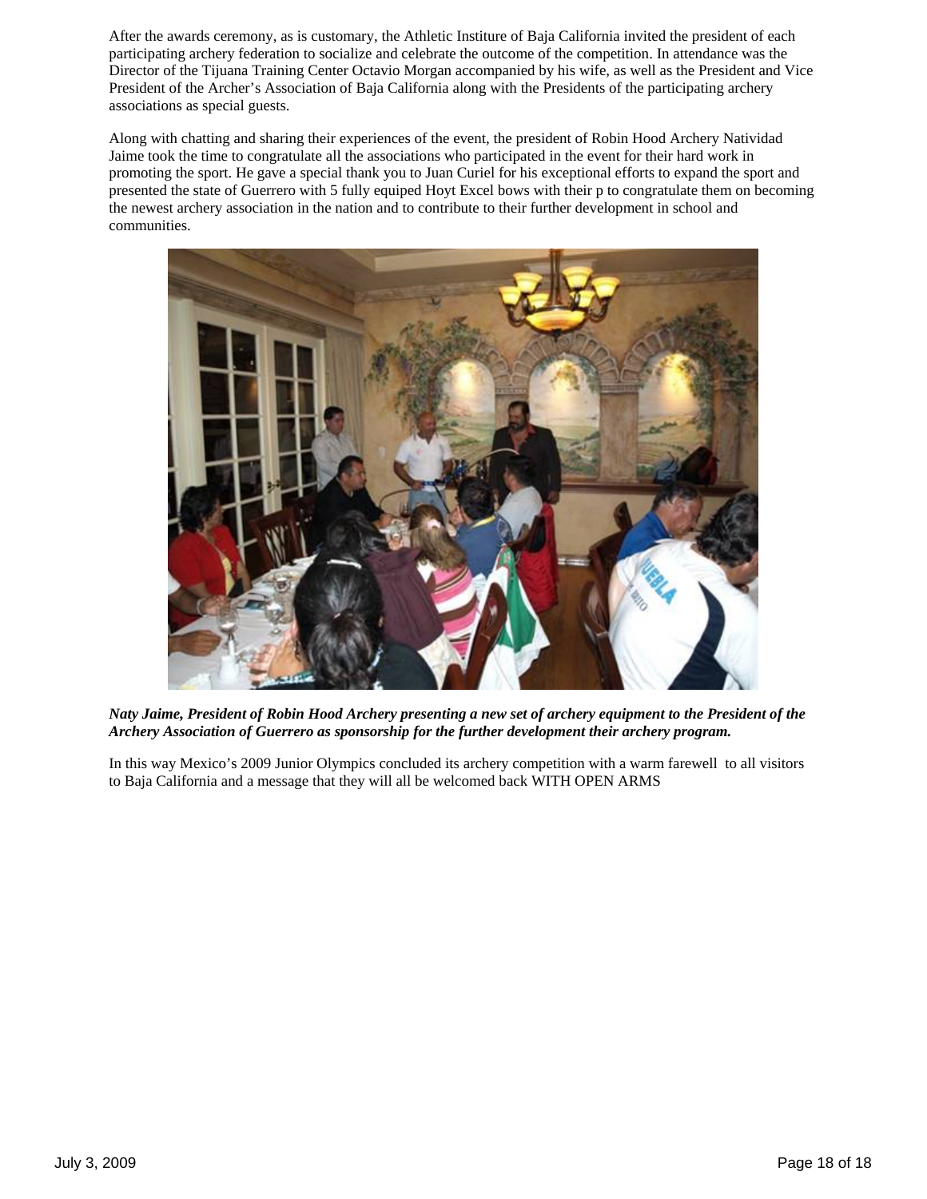After the awards ceremony, as is customary, the Athletic Institute of Baja California invited the president of each participating archery federation to socialize and celebrate the outcome of the competition. In attendance was the Director of the Tijuana Training Center Octavio Morgan accompanied by his wife, as well as the President and Vice President of the Archer's Association of Baja California along with the Presidents of the participating archery associations as special guests.

Along with chatting and sharing their experiences of the event, the president of Robin Hood Archery Natividad Jaime took the time to congratulate all the associations who participated in the event for their hard work in promoting the sport. He gave a special thank you to Juan Curiel for his exceptional efforts to expand the sport and presented the state of Guerrero with 5 fully equiped Hoyt Excel bows with their p to congratulate them on becoming the newest archery association in the nation and to contribute to their further development in school and communities.

***Naty Jaime, President of Robin Hood Archery presenting a new set of archery equipment to the President of the Archery Association of Guerrero as sponsorship for the further development their archery program.***

In this way Mexico's 2009 Junior Olympics concluded its archery competition with a warm farewell to all visitors to Baja California and a message that they will all be welcomed back WITH OPEN ARMS